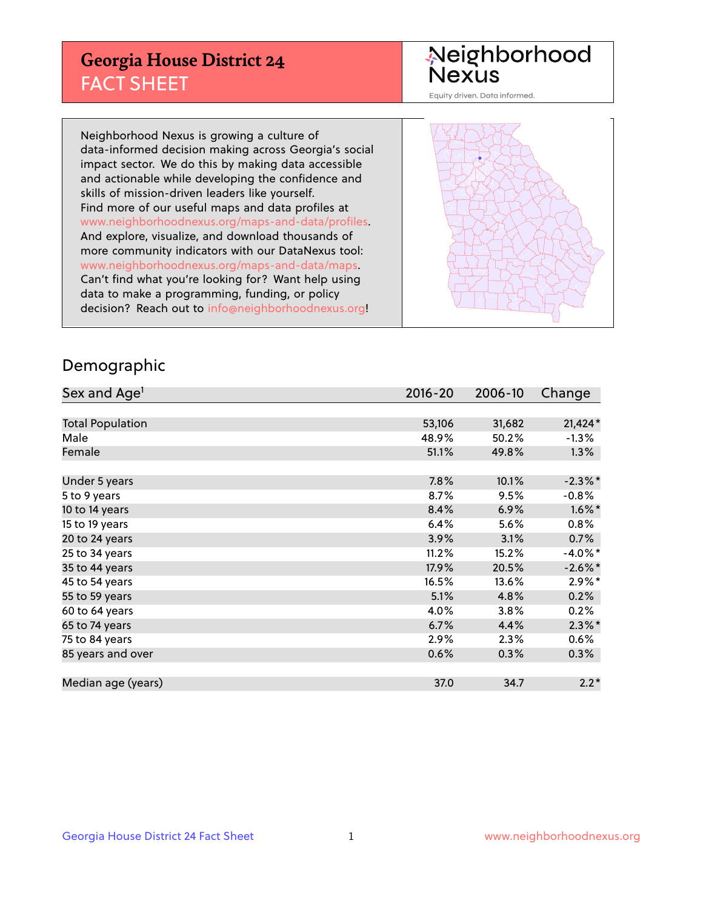# Georgia House District 24
## FACT SHEET

Neighborhood Nexus
Equity driven. Data informed.

Neighborhood Nexus is growing a culture of data-informed decision making across Georgia's social impact sector. We do this by making data accessible and actionable while developing the confidence and skills of mission-driven leaders like yourself. Find more of our useful maps and data profiles at www.neighborhoodnexus.org/maps-and-data/profiles. And explore, visualize, and download thousands of more community indicators with our DataNexus tool: www.neighborhoodnexus.org/maps-and-data/maps. Can't find what you're looking for? Want help using data to make a programming, funding, or policy decision? Reach out to info@neighborhoodnexus.org!

## Demographic

| Sex and Age[1] | 2016-20 | 2006-10 | Change |
|---|---|---|---|
| Total Population | 53,106 | 31,682 | 21,424* |
| Male | 48.9% | 50.2% | -1.3% |
| Female | 51.1% | 49.8% | 1.3% |
| Under 5 years | 7.8% | 10.1% | -2.3%* |
| 5 to 9 years | 8.7% | 9.5% | -0.8% |
| 10 to 14 years | 8.4% | 6.9% | 1.6%* |
| 15 to 19 years | 6.4% | 5.6% | 0.8% |
| 20 to 24 years | 3.9% | 3.1% | 0.7% |
| 25 to 34 years | 11.2% | 15.2% | -4.0%* |
| 35 to 44 years | 17.9% | 20.5% | -2.6%* |
| 45 to 54 years | 16.5% | 13.6% | 2.9%* |
| 55 to 59 years | 5.1% | 4.8% | 0.2% |
| 60 to 64 years | 4.0% | 3.8% | 0.2% |
| 65 to 74 years | 6.7% | 4.4% | 2.3%* |
| 75 to 84 years | 2.9% | 2.3% | 0.6% |
| 85 years and over | 0.6% | 0.3% | 0.3% |
| Median age (years) | 37.0 | 34.7 | 2.2* |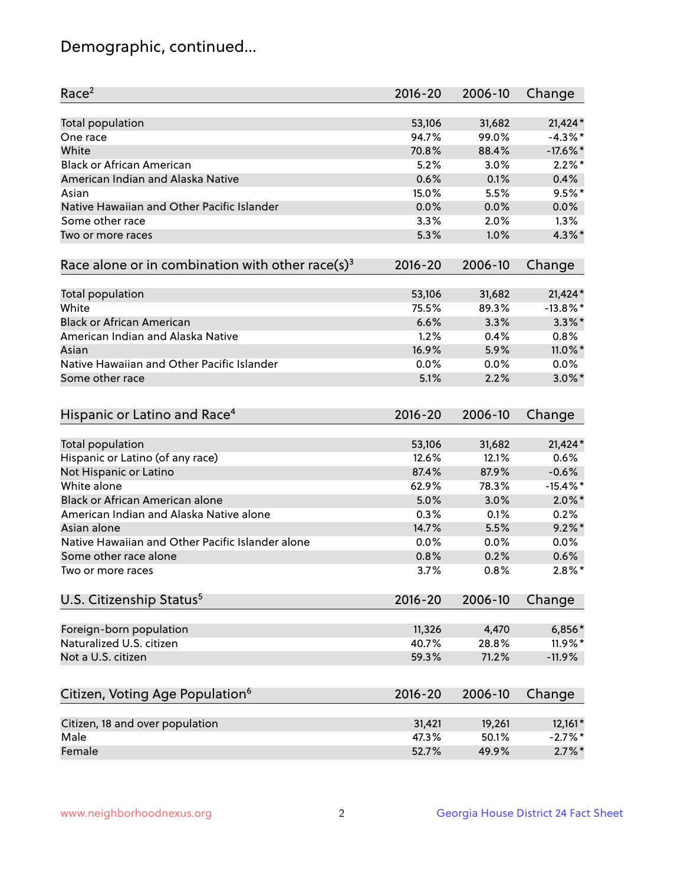## Demographic, continued...

| Race[2] | 2016-20 | 2006-10 | Change |
|---|---|---|---|
| Total population | 53,106 | 31,682 | 21,424* |
| One race | 94.7% | 99.0% | -4.3%* |
| White | 70.8% | 88.4% | -17.6%* |
| Black or African American | 5.2% | 3.0% | 2.2%* |
| American Indian and Alaska Native | 0.6% | 0.1% | 0.4% |
| Asian | 15.0% | 5.5% | 9.5%* |
| Native Hawaiian and Other Pacific Islander | 0.0% | 0.0% | 0.0% |
| Some other race | 3.3% | 2.0% | 1.3% |
| Two or more races | 5.3% | 1.0% | 4.3%* |

| Race alone or in combination with other race(s)[3] | 2016-20 | 2006-10 | Change |
|---|---|---|---|
| Total population | 53,106 | 31,682 | 21,424* |
| White | 75.5% | 89.3% | -13.8%* |
| Black or African American | 6.6% | 3.3% | 3.3%* |
| American Indian and Alaska Native | 1.2% | 0.4% | 0.8% |
| Asian | 16.9% | 5.9% | 11.0%* |
| Native Hawaiian and Other Pacific Islander | 0.0% | 0.0% | 0.0% |
| Some other race | 5.1% | 2.2% | 3.0%* |

| Hispanic or Latino and Race[4] | 2016-20 | 2006-10 | Change |
|---|---|---|---|
| Total population | 53,106 | 31,682 | 21,424* |
| Hispanic or Latino (of any race) | 12.6% | 12.1% | 0.6% |
| Not Hispanic or Latino | 87.4% | 87.9% | -0.6% |
| White alone | 62.9% | 78.3% | -15.4%* |
| Black or African American alone | 5.0% | 3.0% | 2.0%* |
| American Indian and Alaska Native alone | 0.3% | 0.1% | 0.2% |
| Asian alone | 14.7% | 5.5% | 9.2%* |
| Native Hawaiian and Other Pacific Islander alone | 0.0% | 0.0% | 0.0% |
| Some other race alone | 0.8% | 0.2% | 0.6% |
| Two or more races | 3.7% | 0.8% | 2.8%* |

| U.S. Citizenship Status[5] | 2016-20 | 2006-10 | Change |
|---|---|---|---|
| Foreign-born population | 11,326 | 4,470 | 6,856* |
| Naturalized U.S. citizen | 40.7% | 28.8% | 11.9%* |
| Not a U.S. citizen | 59.3% | 71.2% | -11.9% |

| Citizen, Voting Age Population[6] | 2016-20 | 2006-10 | Change |
|---|---|---|---|
| Citizen, 18 and over population | 31,421 | 19,261 | 12,161* |
| Male | 47.3% | 50.1% | -2.7%* |
| Female | 52.7% | 49.9% | 2.7%* |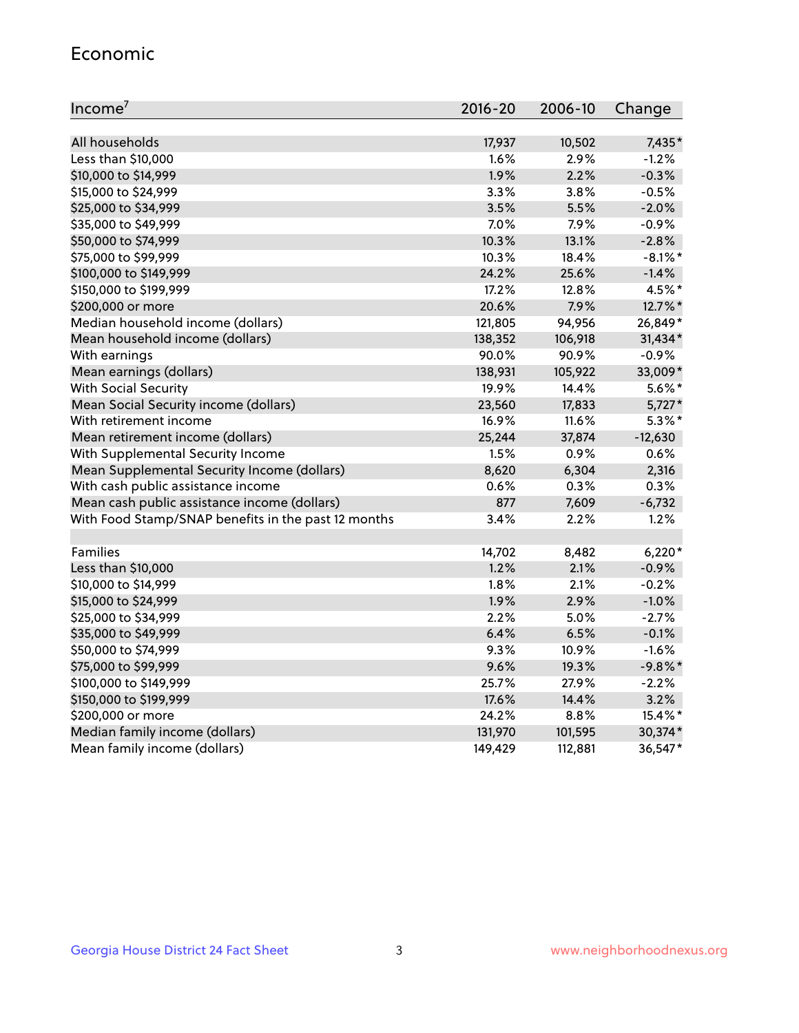## Economic

| Income[7] | 2016-20 | 2006-10 | Change |
|---|---|---|---|
| All households | 17,937 | 10,502 | 7,435* |
| Less than $10,000 | 1.6% | 2.9% | -1.2% |
| $10,000 to $14,999 | 1.9% | 2.2% | -0.3% |
| $15,000 to $24,999 | 3.3% | 3.8% | -0.5% |
| $25,000 to $34,999 | 3.5% | 5.5% | -2.0% |
| $35,000 to $49,999 | 7.0% | 7.9% | -0.9% |
| $50,000 to $74,999 | 10.3% | 13.1% | -2.8% |
| $75,000 to $99,999 | 10.3% | 18.4% | -8.1%* |
| $100,000 to $149,999 | 24.2% | 25.6% | -1.4% |
| $150,000 to $199,999 | 17.2% | 12.8% | 4.5%* |
| $200,000 or more | 20.6% | 7.9% | 12.7%* |
| Median household income (dollars) | 121,805 | 94,956 | 26,849* |
| Mean household income (dollars) | 138,352 | 106,918 | 31,434* |
| With earnings | 90.0% | 90.9% | -0.9% |
| Mean earnings (dollars) | 138,931 | 105,922 | 33,009* |
| With Social Security | 19.9% | 14.4% | 5.6%* |
| Mean Social Security income (dollars) | 23,560 | 17,833 | 5,727* |
| With retirement income | 16.9% | 11.6% | 5.3%* |
| Mean retirement income (dollars) | 25,244 | 37,874 | -12,630 |
| With Supplemental Security Income | 1.5% | 0.9% | 0.6% |
| Mean Supplemental Security Income (dollars) | 8,620 | 6,304 | 2,316 |
| With cash public assistance income | 0.6% | 0.3% | 0.3% |
| Mean cash public assistance income (dollars) | 877 | 7,609 | -6,732 |
| With Food Stamp/SNAP benefits in the past 12 months | 3.4% | 2.2% | 1.2% |
| | | | |
| Families | 14,702 | 8,482 | 6,220* |
| Less than $10,000 | 1.2% | 2.1% | -0.9% |
| $10,000 to $14,999 | 1.8% | 2.1% | -0.2% |
| $15,000 to $24,999 | 1.9% | 2.9% | -1.0% |
| $25,000 to $34,999 | 2.2% | 5.0% | -2.7% |
| $35,000 to $49,999 | 6.4% | 6.5% | -0.1% |
| $50,000 to $74,999 | 9.3% | 10.9% | -1.6% |
| $75,000 to $99,999 | 9.6% | 19.3% | -9.8%* |
| $100,000 to $149,999 | 25.7% | 27.9% | -2.2% |
| $150,000 to $199,999 | 17.6% | 14.4% | 3.2% |
| $200,000 or more | 24.2% | 8.8% | 15.4%* |
| Median family income (dollars) | 131,970 | 101,595 | 30,374* |
| Mean family income (dollars) | 149,429 | 112,881 | 36,547* |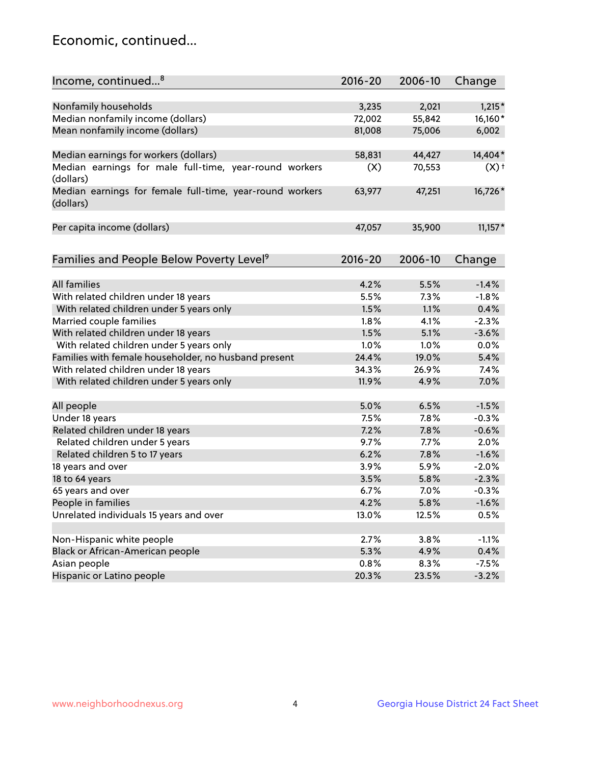## Economic, continued...

| Income, continued...[8] | 2016-20 | 2006-10 | Change |
|---|---|---|---|
| Nonfamily households | 3,235 | 2,021 | 1,215* |
| Median nonfamily income (dollars) | 72,002 | 55,842 | 16,160* |
| Mean nonfamily income (dollars) | 81,008 | 75,006 | 6,002 |
| Median earnings for workers (dollars) | 58,831 | 44,427 | 14,404* |
| Median earnings for male full-time, year-round workers (dollars) | (X) | 70,553 | (X)† |
| Median earnings for female full-time, year-round workers (dollars) | 63,977 | 47,251 | 16,726* |
| Per capita income (dollars) | 47,057 | 35,900 | 11,157* |

| Families and People Below Poverty Level[9] | 2016-20 | 2006-10 | Change |
|---|---|---|---|
| All families | 4.2% | 5.5% | -1.4% |
| With related children under 18 years | 5.5% | 7.3% | -1.8% |
| With related children under 5 years only | 1.5% | 1.1% | 0.4% |
| Married couple families | 1.8% | 4.1% | -2.3% |
| With related children under 18 years | 1.5% | 5.1% | -3.6% |
| With related children under 5 years only | 1.0% | 1.0% | 0.0% |
| Families with female householder, no husband present | 24.4% | 19.0% | 5.4% |
| With related children under 18 years | 34.3% | 26.9% | 7.4% |
| With related children under 5 years only | 11.9% | 4.9% | 7.0% |
| All people | 5.0% | 6.5% | -1.5% |
| Under 18 years | 7.5% | 7.8% | -0.3% |
| Related children under 18 years | 7.2% | 7.8% | -0.6% |
| Related children under 5 years | 9.7% | 7.7% | 2.0% |
| Related children 5 to 17 years | 6.2% | 7.8% | -1.6% |
| 18 years and over | 3.9% | 5.9% | -2.0% |
| 18 to 64 years | 3.5% | 5.8% | -2.3% |
| 65 years and over | 6.7% | 7.0% | -0.3% |
| People in families | 4.2% | 5.8% | -1.6% |
| Unrelated individuals 15 years and over | 13.0% | 12.5% | 0.5% |
| Non-Hispanic white people | 2.7% | 3.8% | -1.1% |
| Black or African-American people | 5.3% | 4.9% | 0.4% |
| Asian people | 0.8% | 8.3% | -7.5% |
| Hispanic or Latino people | 20.3% | 23.5% | -3.2% |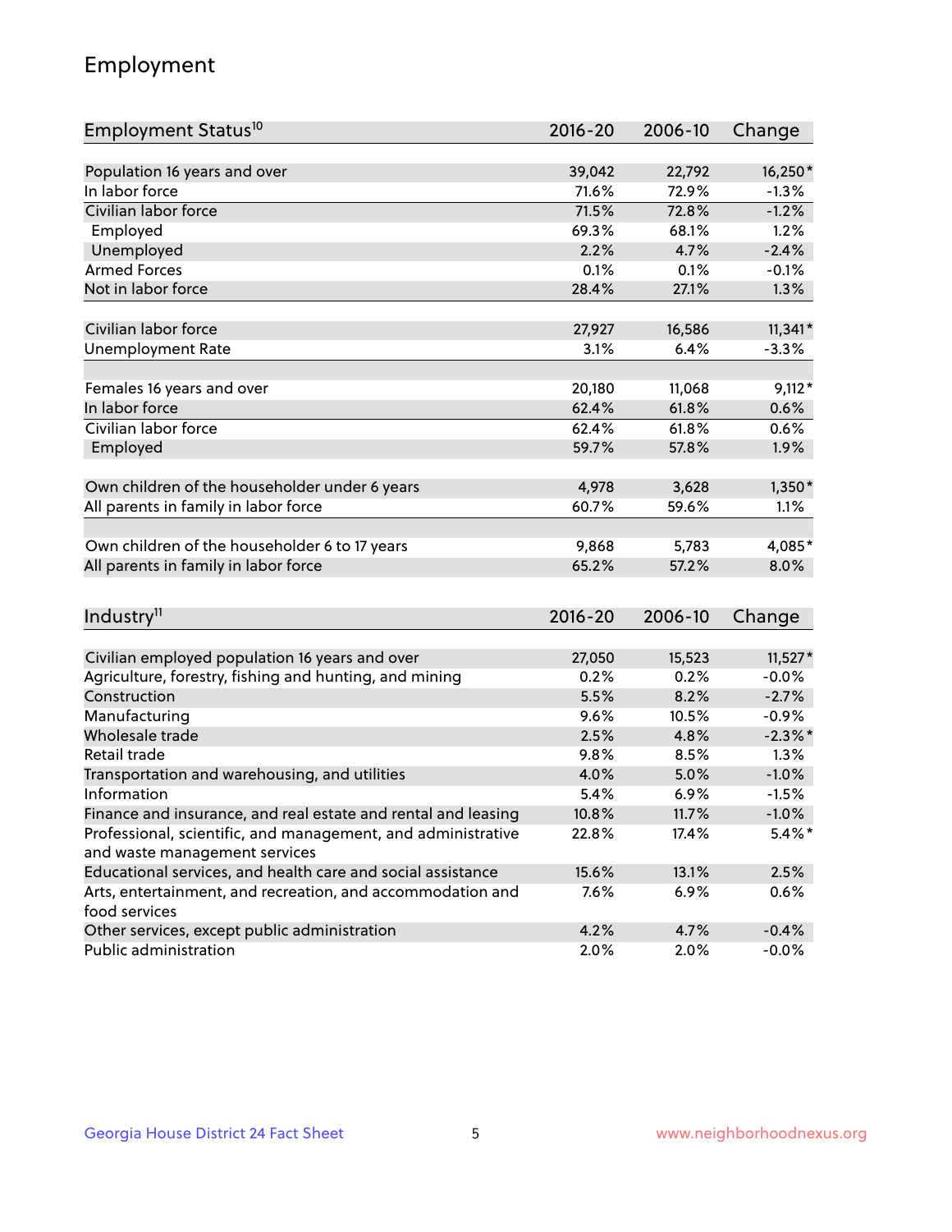## Employment

| Employment Status[10] | 2016-20 | 2006-10 | Change |
|---|---|---|---|
| Population 16 years and over | 39,042 | 22,792 | 16,250* |
| In labor force | 71.6% | 72.9% | -1.3% |
| Civilian labor force | 71.5% | 72.8% | -1.2% |
| Employed | 69.3% | 68.1% | 1.2% |
| Unemployed | 2.2% | 4.7% | -2.4% |
| Armed Forces | 0.1% | 0.1% | -0.1% |
| Not in labor force | 28.4% | 27.1% | 1.3% |
| | | | |
| Civilian labor force | 27,927 | 16,586 | 11,341* |
| Unemployment Rate | 3.1% | 6.4% | -3.3% |
| | | | |
| Females 16 years and over | 20,180 | 11,068 | 9,112* |
| In labor force | 62.4% | 61.8% | 0.6% |
| Civilian labor force | 62.4% | 61.8% | 0.6% |
| Employed | 59.7% | 57.8% | 1.9% |
| | | | |
| Own children of the householder under 6 years | 4,978 | 3,628 | 1,350* |
| All parents in family in labor force | 60.7% | 59.6% | 1.1% |
| | | | |
| Own children of the householder 6 to 17 years | 9,868 | 5,783 | 4,085* |
| All parents in family in labor force | 65.2% | 57.2% | 8.0% |

| Industry[11] | 2016-20 | 2006-10 | Change |
|---|---|---|---|
| Civilian employed population 16 years and over | 27,050 | 15,523 | 11,527* |
| Agriculture, forestry, fishing and hunting, and mining | 0.2% | 0.2% | -0.0% |
| Construction | 5.5% | 8.2% | -2.7% |
| Manufacturing | 9.6% | 10.5% | -0.9% |
| Wholesale trade | 2.5% | 4.8% | -2.3%* |
| Retail trade | 9.8% | 8.5% | 1.3% |
| Transportation and warehousing, and utilities | 4.0% | 5.0% | -1.0% |
| Information | 5.4% | 6.9% | -1.5% |
| Finance and insurance, and real estate and rental and leasing | 10.8% | 11.7% | -1.0% |
| Professional, scientific, and management, and administrative and waste management services | 22.8% | 17.4% | 5.4%* |
| Educational services, and health care and social assistance | 15.6% | 13.1% | 2.5% |
| Arts, entertainment, and recreation, and accommodation and food services | 7.6% | 6.9% | 0.6% |
| Other services, except public administration | 4.2% | 4.7% | -0.4% |
| Public administration | 2.0% | 2.0% | -0.0% |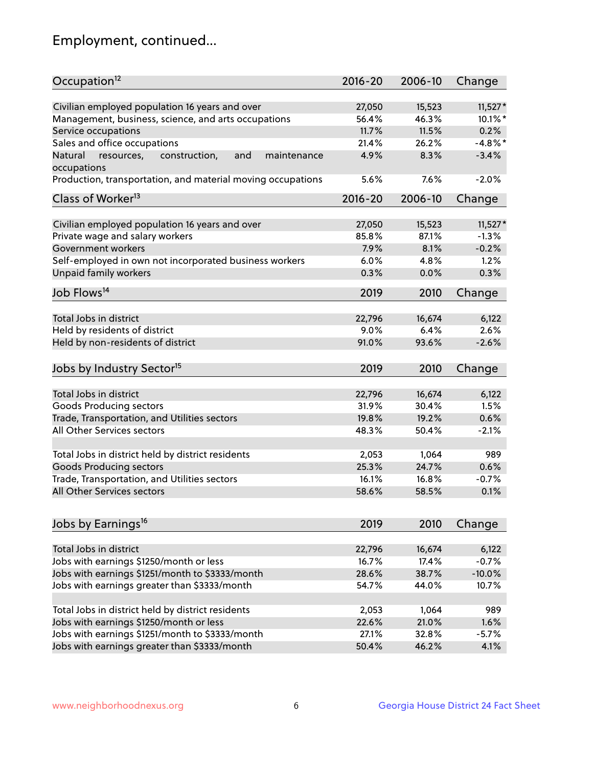## Employment, continued...

| Occupation[12] | 2016-20 | 2006-10 | Change |
|---|---|---|---|
| Civilian employed population 16 years and over | 27,050 | 15,523 | 11,527* |
| Management, business, science, and arts occupations | 56.4% | 46.3% | 10.1%* |
| Service occupations | 11.7% | 11.5% | 0.2% |
| Sales and office occupations | 21.4% | 26.2% | -4.8%* |
| Natural resources, construction, and maintenance occupations | 4.9% | 8.3% | -3.4% |
| Production, transportation, and material moving occupations | 5.6% | 7.6% | -2.0% |

| Class of Worker[13] | 2016-20 | 2006-10 | Change |
|---|---|---|---|
| Civilian employed population 16 years and over | 27,050 | 15,523 | 11,527* |
| Private wage and salary workers | 85.8% | 87.1% | -1.3% |
| Government workers | 7.9% | 8.1% | -0.2% |
| Self-employed in own not incorporated business workers | 6.0% | 4.8% | 1.2% |
| Unpaid family workers | 0.3% | 0.0% | 0.3% |

| Job Flows[14] | 2019 | 2010 | Change |
|---|---|---|---|
| Total Jobs in district | 22,796 | 16,674 | 6,122 |
| Held by residents of district | 9.0% | 6.4% | 2.6% |
| Held by non-residents of district | 91.0% | 93.6% | -2.6% |

| Jobs by Industry Sector[15] | 2019 | 2010 | Change |
|---|---|---|---|
| Total Jobs in district | 22,796 | 16,674 | 6,122 |
| Goods Producing sectors | 31.9% | 30.4% | 1.5% |
| Trade, Transportation, and Utilities sectors | 19.8% | 19.2% | 0.6% |
| All Other Services sectors | 48.3% | 50.4% | -2.1% |
| | | | |
| Total Jobs in district held by district residents | 2,053 | 1,064 | 989 |
| Goods Producing sectors | 25.3% | 24.7% | 0.6% |
| Trade, Transportation, and Utilities sectors | 16.1% | 16.8% | -0.7% |
| All Other Services sectors | 58.6% | 58.5% | 0.1% |

| Jobs by Earnings[16] | 2019 | 2010 | Change |
|---|---|---|---|
| Total Jobs in district | 22,796 | 16,674 | 6,122 |
| Jobs with earnings $1250/month or less | 16.7% | 17.4% | -0.7% |
| Jobs with earnings $1251/month to $3333/month | 28.6% | 38.7% | -10.0% |
| Jobs with earnings greater than $3333/month | 54.7% | 44.0% | 10.7% |
| | | | |
| Total Jobs in district held by district residents | 2,053 | 1,064 | 989 |
| Jobs with earnings $1250/month or less | 22.6% | 21.0% | 1.6% |
| Jobs with earnings $1251/month to $3333/month | 27.1% | 32.8% | -5.7% |
| Jobs with earnings greater than $3333/month | 50.4% | 46.2% | 4.1% |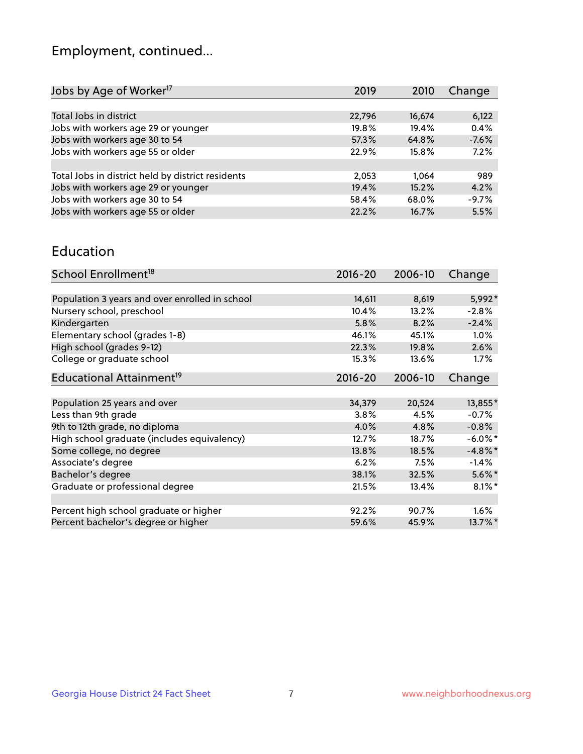## Employment, continued...

| Jobs by Age of Worker[17] | 2019 | 2010 | Change |
|---|---|---|---|
| Total Jobs in district | 22,796 | 16,674 | 6,122 |
| Jobs with workers age 29 or younger | 19.8% | 19.4% | 0.4% |
| Jobs with workers age 30 to 54 | 57.3% | 64.8% | -7.6% |
| Jobs with workers age 55 or older | 22.9% | 15.8% | 7.2% |
| | | | |
| Total Jobs in district held by district residents | 2,053 | 1,064 | 989 |
| Jobs with workers age 29 or younger | 19.4% | 15.2% | 4.2% |
| Jobs with workers age 30 to 54 | 58.4% | 68.0% | -9.7% |
| Jobs with workers age 55 or older | 22.2% | 16.7% | 5.5% |

## Education

| School Enrollment[18] | 2016-20 | 2006-10 | Change |
|---|---|---|---|
| Population 3 years and over enrolled in school | 14,611 | 8,619 | 5,992* |
| Nursery school, preschool | 10.4% | 13.2% | -2.8% |
| Kindergarten | 5.8% | 8.2% | -2.4% |
| Elementary school (grades 1-8) | 46.1% | 45.1% | 1.0% |
| High school (grades 9-12) | 22.3% | 19.8% | 2.6% |
| College or graduate school | 15.3% | 13.6% | 1.7% |

| Educational Attainment[19] | 2016-20 | 2006-10 | Change |
|---|---|---|---|
| Population 25 years and over | 34,379 | 20,524 | 13,855* |
| Less than 9th grade | 3.8% | 4.5% | -0.7% |
| 9th to 12th grade, no diploma | 4.0% | 4.8% | -0.8% |
| High school graduate (includes equivalency) | 12.7% | 18.7% | -6.0%* |
| Some college, no degree | 13.8% | 18.5% | -4.8%* |
| Associate's degree | 6.2% | 7.5% | -1.4% |
| Bachelor's degree | 38.1% | 32.5% | 5.6%* |
| Graduate or professional degree | 21.5% | 13.4% | 8.1%* |
| | | | |
| Percent high school graduate or higher | 92.2% | 90.7% | 1.6% |
| Percent bachelor's degree or higher | 59.6% | 45.9% | 13.7%* |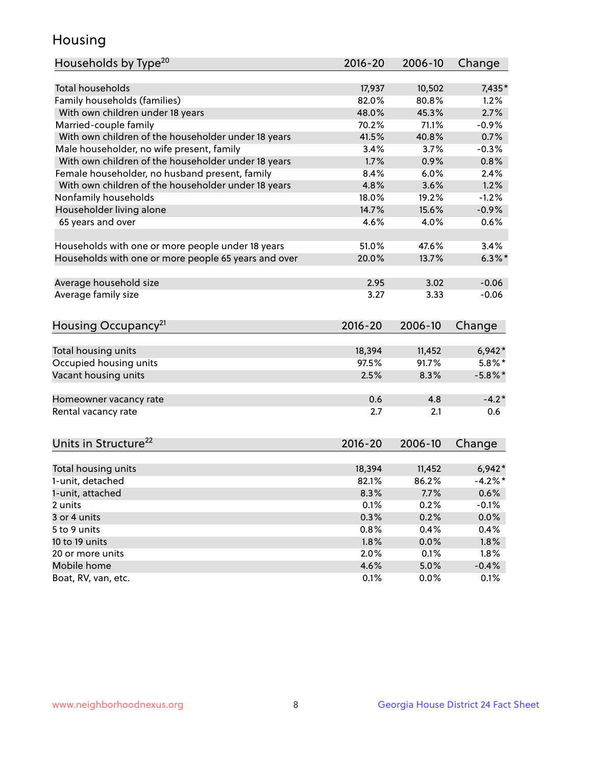# Housing

| Households by Type[20] | 2016-20 | 2006-10 | Change |
|---|---|---|---|
| Total households | 17,937 | 10,502 | 7,435* |
| Family households (families) | 82.0% | 80.8% | 1.2% |
| With own children under 18 years | 48.0% | 45.3% | 2.7% |
| Married-couple family | 70.2% | 71.1% | -0.9% |
| With own children of the householder under 18 years | 41.5% | 40.8% | 0.7% |
| Male householder, no wife present, family | 3.4% | 3.7% | -0.3% |
| With own children of the householder under 18 years | 1.7% | 0.9% | 0.8% |
| Female householder, no husband present, family | 8.4% | 6.0% | 2.4% |
| With own children of the householder under 18 years | 4.8% | 3.6% | 1.2% |
| Nonfamily households | 18.0% | 19.2% | -1.2% |
| Householder living alone | 14.7% | 15.6% | -0.9% |
| 65 years and over | 4.6% | 4.0% | 0.6% |
| | | | |
| Households with one or more people under 18 years | 51.0% | 47.6% | 3.4% |
| Households with one or more people 65 years and over | 20.0% | 13.7% | 6.3%* |
| | | | |
| Average household size | 2.95 | 3.02 | -0.06 |
| Average family size | 3.27 | 3.33 | -0.06 |

| Housing Occupancy[21] | 2016-20 | 2006-10 | Change |
|---|---|---|---|
| Total housing units | 18,394 | 11,452 | 6,942* |
| Occupied housing units | 97.5% | 91.7% | 5.8%* |
| Vacant housing units | 2.5% | 8.3% | -5.8%* |
| | | | |
| Homeowner vacancy rate | 0.6 | 4.8 | -4.2* |
| Rental vacancy rate | 2.7 | 2.1 | 0.6 |

| Units in Structure[22] | 2016-20 | 2006-10 | Change |
|---|---|---|---|
| Total housing units | 18,394 | 11,452 | 6,942* |
| 1-unit, detached | 82.1% | 86.2% | -4.2%* |
| 1-unit, attached | 8.3% | 7.7% | 0.6% |
| 2 units | 0.1% | 0.2% | -0.1% |
| 3 or 4 units | 0.3% | 0.2% | 0.0% |
| 5 to 9 units | 0.8% | 0.4% | 0.4% |
| 10 to 19 units | 1.8% | 0.0% | 1.8% |
| 20 or more units | 2.0% | 0.1% | 1.8% |
| Mobile home | 4.6% | 5.0% | -0.4% |
| Boat, RV, van, etc. | 0.1% | 0.0% | 0.1% |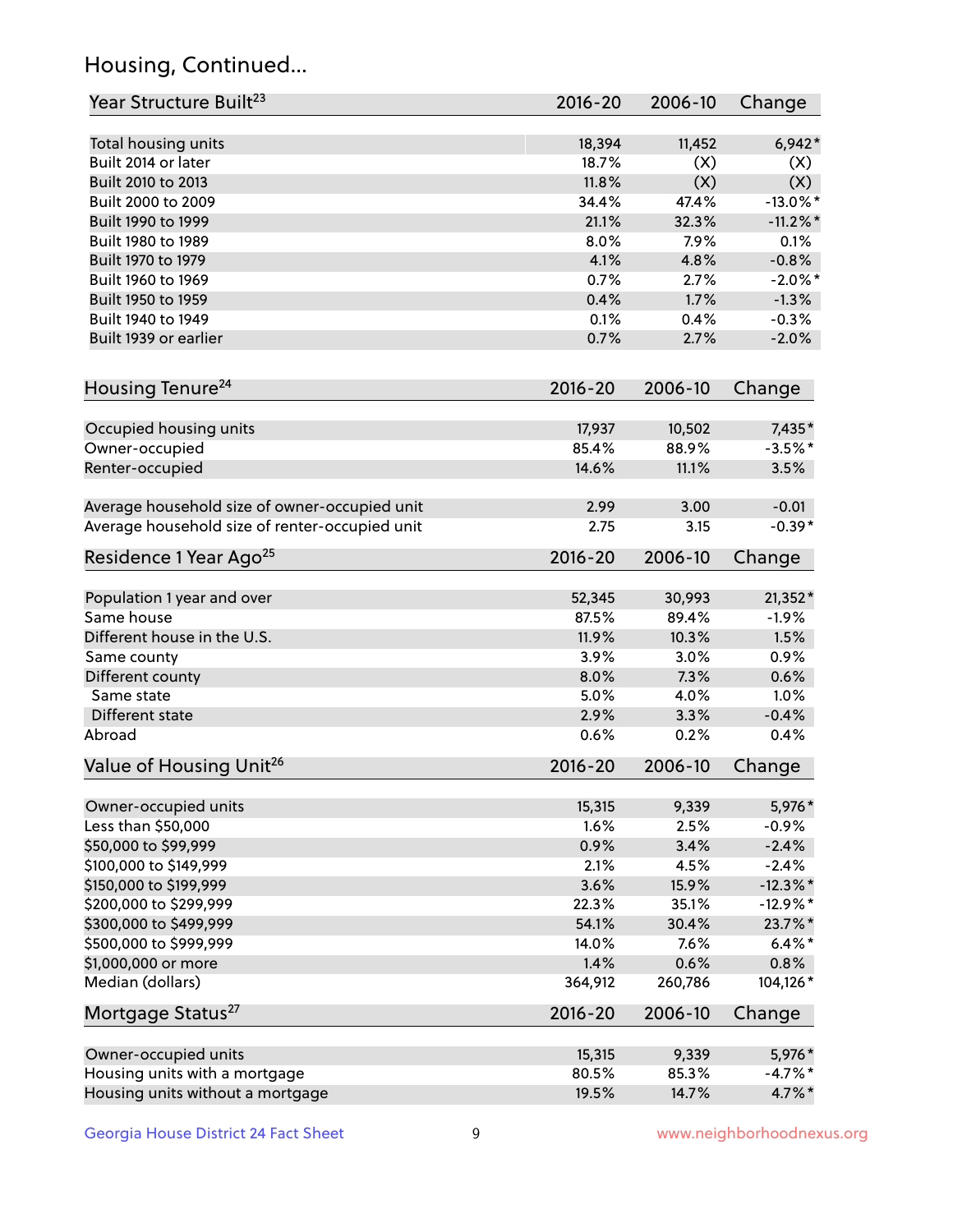# Housing, Continued...

| Year Structure Built[23] | 2016-20 | 2006-10 | Change |
|---|---|---|---|
| Total housing units | 18,394 | 11,452 | 6,942* |
| Built 2014 or later | 18.7% | (X) | (X) |
| Built 2010 to 2013 | 11.8% | (X) | (X) |
| Built 2000 to 2009 | 34.4% | 47.4% | -13.0%* |
| Built 1990 to 1999 | 21.1% | 32.3% | -11.2%* |
| Built 1980 to 1989 | 8.0% | 7.9% | 0.1% |
| Built 1970 to 1979 | 4.1% | 4.8% | -0.8% |
| Built 1960 to 1969 | 0.7% | 2.7% | -2.0%* |
| Built 1950 to 1959 | 0.4% | 1.7% | -1.3% |
| Built 1940 to 1949 | 0.1% | 0.4% | -0.3% |
| Built 1939 or earlier | 0.7% | 2.7% | -2.0% |

| Housing Tenure[24] | 2016-20 | 2006-10 | Change |
|---|---|---|---|
| Occupied housing units | 17,937 | 10,502 | 7,435* |
| Owner-occupied | 85.4% | 88.9% | -3.5%* |
| Renter-occupied | 14.6% | 11.1% | 3.5% |
| Average household size of owner-occupied unit | 2.99 | 3.00 | -0.01 |
| Average household size of renter-occupied unit | 2.75 | 3.15 | -0.39* |

| Residence 1 Year Ago[25] | 2016-20 | 2006-10 | Change |
|---|---|---|---|
| Population 1 year and over | 52,345 | 30,993 | 21,352* |
| Same house | 87.5% | 89.4% | -1.9% |
| Different house in the U.S. | 11.9% | 10.3% | 1.5% |
| Same county | 3.9% | 3.0% | 0.9% |
| Different county | 8.0% | 7.3% | 0.6% |
| Same state | 5.0% | 4.0% | 1.0% |
| Different state | 2.9% | 3.3% | -0.4% |
| Abroad | 0.6% | 0.2% | 0.4% |

| Value of Housing Unit[26] | 2016-20 | 2006-10 | Change |
|---|---|---|---|
| Owner-occupied units | 15,315 | 9,339 | 5,976* |
| Less than $50,000 | 1.6% | 2.5% | -0.9% |
| $50,000 to $99,999 | 0.9% | 3.4% | -2.4% |
| $100,000 to $149,999 | 2.1% | 4.5% | -2.4% |
| $150,000 to $199,999 | 3.6% | 15.9% | -12.3%* |
| $200,000 to $299,999 | 22.3% | 35.1% | -12.9%* |
| $300,000 to $499,999 | 54.1% | 30.4% | 23.7%* |
| $500,000 to $999,999 | 14.0% | 7.6% | 6.4%* |
| $1,000,000 or more | 1.4% | 0.6% | 0.8% |
| Median (dollars) | 364,912 | 260,786 | 104,126* |

| Mortgage Status[27] | 2016-20 | 2006-10 | Change |
|---|---|---|---|
| Owner-occupied units | 15,315 | 9,339 | 5,976* |
| Housing units with a mortgage | 80.5% | 85.3% | -4.7%* |
| Housing units without a mortgage | 19.5% | 14.7% | 4.7%* |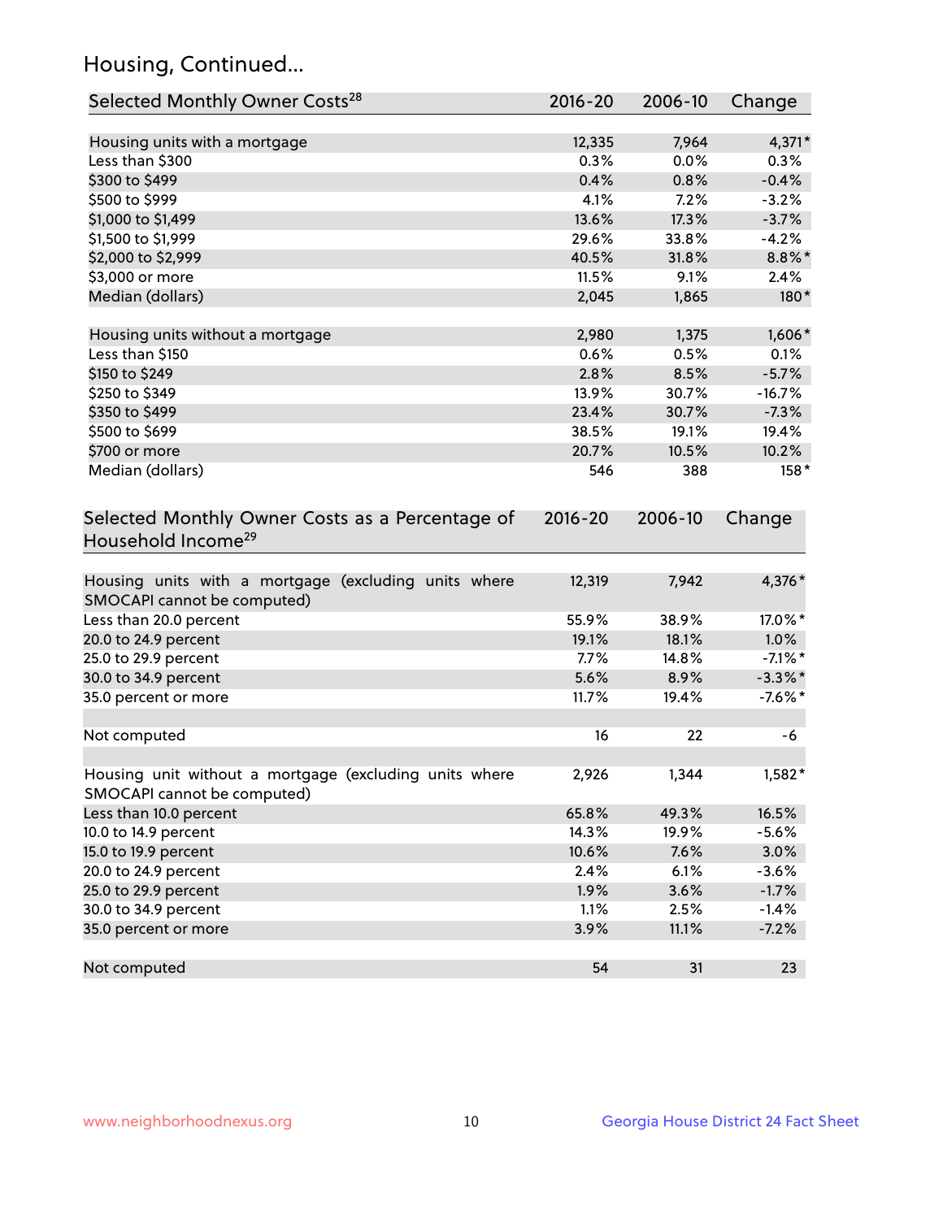## Housing, Continued...

| Selected Monthly Owner Costs[28] | 2016-20 | 2006-10 | Change |
|---|---|---|---|
| Housing units with a mortgage | 12,335 | 7,964 | 4,371* |
| Less than $300 | 0.3% | 0.0% | 0.3% |
| $300 to $499 | 0.4% | 0.8% | -0.4% |
| $500 to $999 | 4.1% | 7.2% | -3.2% |
| $1,000 to $1,499 | 13.6% | 17.3% | -3.7% |
| $1,500 to $1,999 | 29.6% | 33.8% | -4.2% |
| $2,000 to $2,999 | 40.5% | 31.8% | 8.8%* |
| $3,000 or more | 11.5% | 9.1% | 2.4% |
| Median (dollars) | 2,045 | 1,865 | 180* |
| | | | |
| Housing units without a mortgage | 2,980 | 1,375 | 1,606* |
| Less than $150 | 0.6% | 0.5% | 0.1% |
| $150 to $249 | 2.8% | 8.5% | -5.7% |
| $250 to $349 | 13.9% | 30.7% | -16.7% |
| $350 to $499 | 23.4% | 30.7% | -7.3% |
| $500 to $699 | 38.5% | 19.1% | 19.4% |
| $700 or more | 20.7% | 10.5% | 10.2% |
| Median (dollars) | 546 | 388 | 158* |

| Selected Monthly Owner Costs as a Percentage of Household Income[29] | 2016-20 | 2006-10 | Change |
|---|---|---|---|
| Housing units with a mortgage (excluding units where SMOCAPI cannot be computed) | 12,319 | 7,942 | 4,376* |
| Less than 20.0 percent | 55.9% | 38.9% | 17.0%* |
| 20.0 to 24.9 percent | 19.1% | 18.1% | 1.0% |
| 25.0 to 29.9 percent | 7.7% | 14.8% | -7.1%* |
| 30.0 to 34.9 percent | 5.6% | 8.9% | -3.3%* |
| 35.0 percent or more | 11.7% | 19.4% | -7.6%* |
| | | | |
| Not computed | 16 | 22 | -6 |
| | | | |
| Housing unit without a mortgage (excluding units where SMOCAPI cannot be computed) | 2,926 | 1,344 | 1,582* |
| Less than 10.0 percent | 65.8% | 49.3% | 16.5% |
| 10.0 to 14.9 percent | 14.3% | 19.9% | -5.6% |
| 15.0 to 19.9 percent | 10.6% | 7.6% | 3.0% |
| 20.0 to 24.9 percent | 2.4% | 6.1% | -3.6% |
| 25.0 to 29.9 percent | 1.9% | 3.6% | -1.7% |
| 30.0 to 34.9 percent | 1.1% | 2.5% | -1.4% |
| 35.0 percent or more | 3.9% | 11.1% | -7.2% |
| | | | |
| Not computed | 54 | 31 | 23 |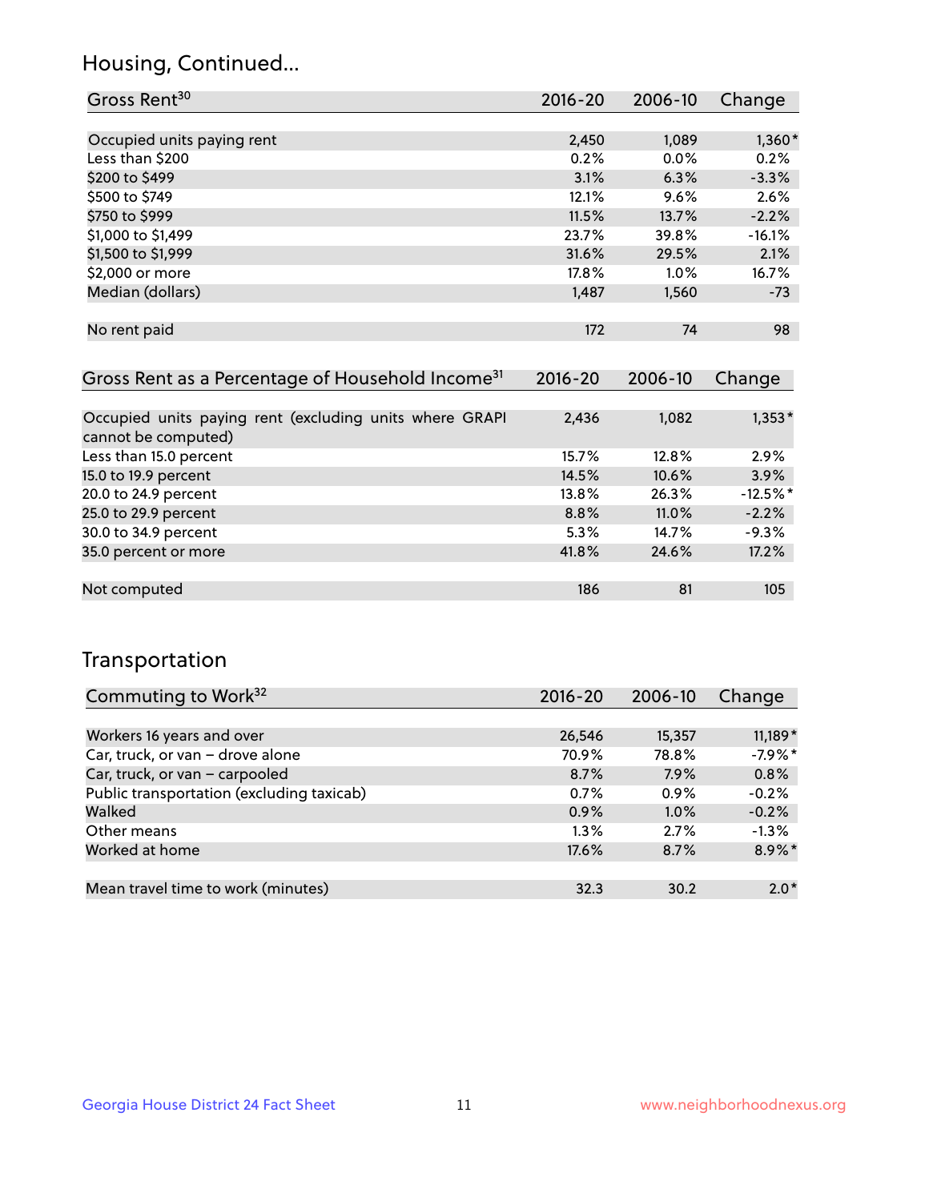## Housing, Continued...

| Gross Rent[30] | 2016-20 | 2006-10 | Change |
|---|---|---|---|
| Occupied units paying rent | 2,450 | 1,089 | 1,360* |
| Less than $200 | 0.2% | 0.0% | 0.2% |
| $200 to $499 | 3.1% | 6.3% | -3.3% |
| $500 to $749 | 12.1% | 9.6% | 2.6% |
| $750 to $999 | 11.5% | 13.7% | -2.2% |
| $1,000 to $1,499 | 23.7% | 39.8% | -16.1% |
| $1,500 to $1,999 | 31.6% | 29.5% | 2.1% |
| $2,000 or more | 17.8% | 1.0% | 16.7% |
| Median (dollars) | 1,487 | 1,560 | -73 |
| No rent paid | 172 | 74 | 98 |

| Gross Rent as a Percentage of Household Income[31] | 2016-20 | 2006-10 | Change |
|---|---|---|---|
| Occupied units paying rent (excluding units where GRAPI cannot be computed) | 2,436 | 1,082 | 1,353* |
| Less than 15.0 percent | 15.7% | 12.8% | 2.9% |
| 15.0 to 19.9 percent | 14.5% | 10.6% | 3.9% |
| 20.0 to 24.9 percent | 13.8% | 26.3% | -12.5%* |
| 25.0 to 29.9 percent | 8.8% | 11.0% | -2.2% |
| 30.0 to 34.9 percent | 5.3% | 14.7% | -9.3% |
| 35.0 percent or more | 41.8% | 24.6% | 17.2% |
| Not computed | 186 | 81 | 105 |

## Transportation

| Commuting to Work[32] | 2016-20 | 2006-10 | Change |
|---|---|---|---|
| Workers 16 years and over | 26,546 | 15,357 | 11,189* |
| Car, truck, or van – drove alone | 70.9% | 78.8% | -7.9%* |
| Car, truck, or van – carpooled | 8.7% | 7.9% | 0.8% |
| Public transportation (excluding taxicab) | 0.7% | 0.9% | -0.2% |
| Walked | 0.9% | 1.0% | -0.2% |
| Other means | 1.3% | 2.7% | -1.3% |
| Worked at home | 17.6% | 8.7% | 8.9%* |
| Mean travel time to work (minutes) | 32.3 | 30.2 | 2.0* |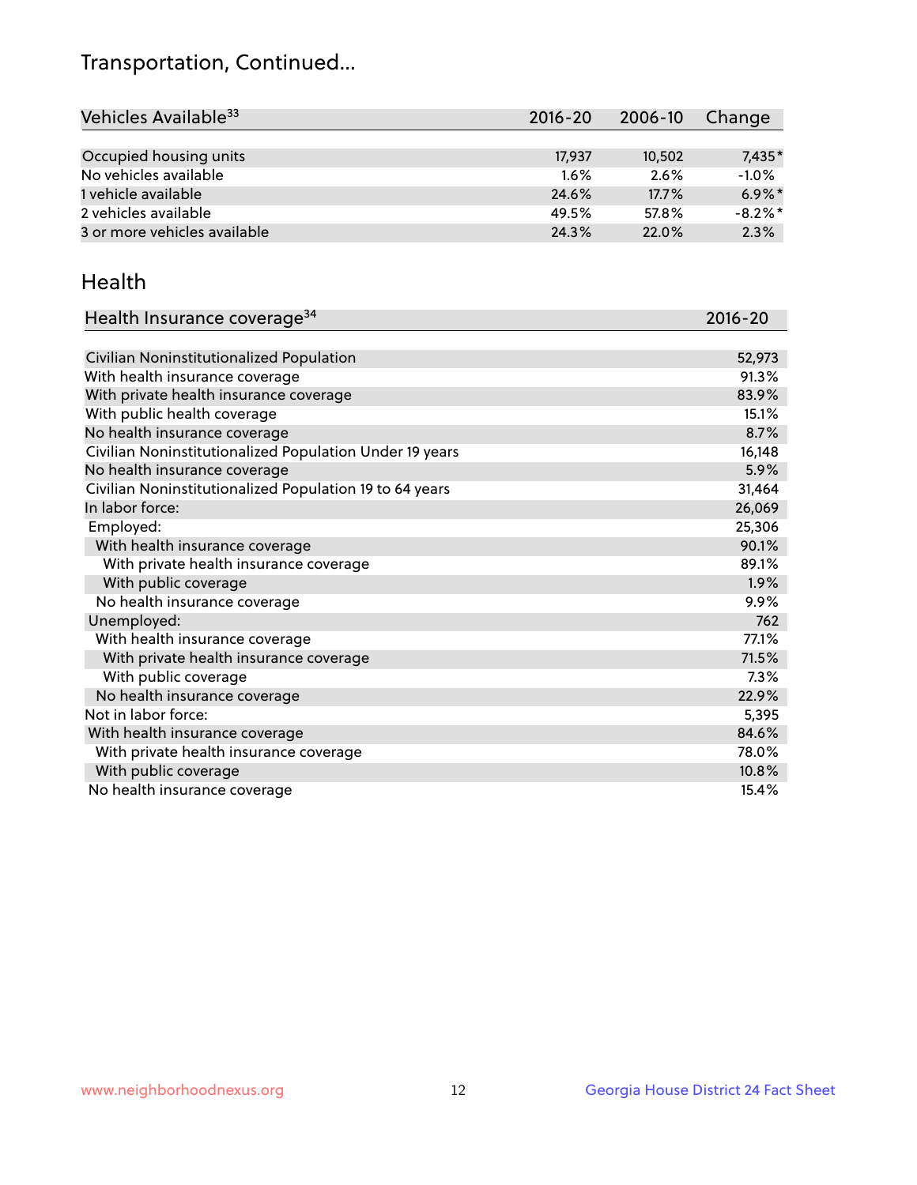# Transportation, Continued...

| Vehicles Available[33] | 2016-20 | 2006-10 | Change |
|---|---|---|---|
| Occupied housing units | 17,937 | 10,502 | 7,435* |
| No vehicles available | 1.6% | 2.6% | -1.0% |
| 1 vehicle available | 24.6% | 17.7% | 6.9%* |
| 2 vehicles available | 49.5% | 57.8% | -8.2%* |
| 3 or more vehicles available | 24.3% | 22.0% | 2.3% |

## Health

| Health Insurance coverage[34] | 2016-20 |
|---|---|
| Civilian Noninstitutionalized Population | 52,973 |
| With health insurance coverage | 91.3% |
| With private health insurance coverage | 83.9% |
| With public health coverage | 15.1% |
| No health insurance coverage | 8.7% |
| Civilian Noninstitutionalized Population Under 19 years | 16,148 |
| No health insurance coverage | 5.9% |
| Civilian Noninstitutionalized Population 19 to 64 years | 31,464 |
| In labor force: | 26,069 |
| Employed: | 25,306 |
| With health insurance coverage | 90.1% |
| With private health insurance coverage | 89.1% |
| With public coverage | 1.9% |
| No health insurance coverage | 9.9% |
| Unemployed: | 762 |
| With health insurance coverage | 77.1% |
| With private health insurance coverage | 71.5% |
| With public coverage | 7.3% |
| No health insurance coverage | 22.9% |
| Not in labor force: | 5,395 |
| With health insurance coverage | 84.6% |
| With private health insurance coverage | 78.0% |
| With public coverage | 10.8% |
| No health insurance coverage | 15.4% |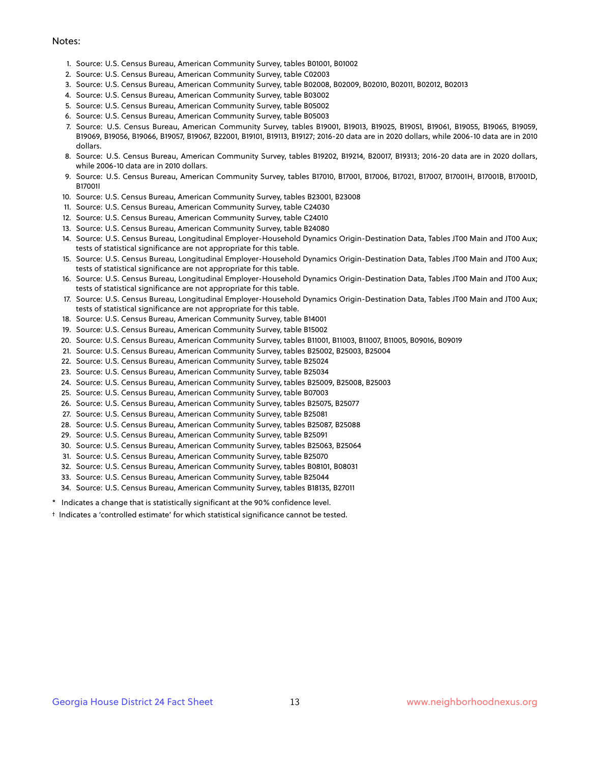Notes:

1. Source: U.S. Census Bureau, American Community Survey, tables B01001, B01002
2. Source: U.S. Census Bureau, American Community Survey, table C02003
3. Source: U.S. Census Bureau, American Community Survey, table B02008, B02009, B02010, B02011, B02012, B02013
4. Source: U.S. Census Bureau, American Community Survey, table B03002
5. Source: U.S. Census Bureau, American Community Survey, table B05002
6. Source: U.S. Census Bureau, American Community Survey, table B05003
7. Source: U.S. Census Bureau, American Community Survey, tables B19001, B19013, B19025, B19051, B19061, B19055, B19065, B19059, B19069, B19056, B19066, B19057, B19067, B22001, B19101, B19113, B19127; 2016-20 data are in 2020 dollars, while 2006-10 data are in 2010 dollars.
8. Source: U.S. Census Bureau, American Community Survey, tables B19202, B19214, B20017, B19313; 2016-20 data are in 2020 dollars, while 2006-10 data are in 2010 dollars.
9. Source: U.S. Census Bureau, American Community Survey, tables B17010, B17001, B17006, B17021, B17007, B17001H, B17001B, B17001D, B17001I
10. Source: U.S. Census Bureau, American Community Survey, tables B23001, B23008
11. Source: U.S. Census Bureau, American Community Survey, table C24030
12. Source: U.S. Census Bureau, American Community Survey, table C24010
13. Source: U.S. Census Bureau, American Community Survey, table B24080
14. Source: U.S. Census Bureau, Longitudinal Employer-Household Dynamics Origin-Destination Data, Tables JT00 Main and JT00 Aux; tests of statistical significance are not appropriate for this table.
15. Source: U.S. Census Bureau, Longitudinal Employer-Household Dynamics Origin-Destination Data, Tables JT00 Main and JT00 Aux; tests of statistical significance are not appropriate for this table.
16. Source: U.S. Census Bureau, Longitudinal Employer-Household Dynamics Origin-Destination Data, Tables JT00 Main and JT00 Aux; tests of statistical significance are not appropriate for this table.
17. Source: U.S. Census Bureau, Longitudinal Employer-Household Dynamics Origin-Destination Data, Tables JT00 Main and JT00 Aux; tests of statistical significance are not appropriate for this table.
18. Source: U.S. Census Bureau, American Community Survey, table B14001
19. Source: U.S. Census Bureau, American Community Survey, table B15002
20. Source: U.S. Census Bureau, American Community Survey, tables B11001, B11003, B11007, B11005, B09016, B09019
21. Source: U.S. Census Bureau, American Community Survey, tables B25002, B25003, B25004
22. Source: U.S. Census Bureau, American Community Survey, table B25024
23. Source: U.S. Census Bureau, American Community Survey, table B25034
24. Source: U.S. Census Bureau, American Community Survey, tables B25009, B25008, B25003
25. Source: U.S. Census Bureau, American Community Survey, table B07003
26. Source: U.S. Census Bureau, American Community Survey, tables B25075, B25077
27. Source: U.S. Census Bureau, American Community Survey, table B25081
28. Source: U.S. Census Bureau, American Community Survey, tables B25087, B25088
29. Source: U.S. Census Bureau, American Community Survey, table B25091
30. Source: U.S. Census Bureau, American Community Survey, tables B25063, B25064
31. Source: U.S. Census Bureau, American Community Survey, table B25070
32. Source: U.S. Census Bureau, American Community Survey, tables B08101, B08031
33. Source: U.S. Census Bureau, American Community Survey, table B25044
34. Source: U.S. Census Bureau, American Community Survey, tables B18135, B27011

\* Indicates a change that is statistically significant at the 90% confidence level.

† Indicates a 'controlled estimate' for which statistical significance cannot be tested.